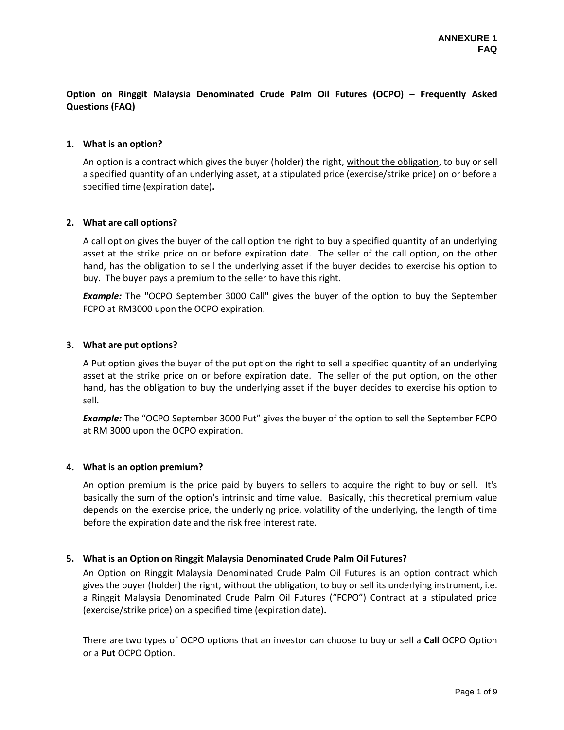**ANNEXURE 1**
**FAQ**

# Option on Ringgit Malaysia Denominated Crude Palm Oil Futures (OCPO) – Frequently Asked Questions (FAQ)

## 1. What is an option?

An option is a contract which gives the buyer (holder) the right, without the obligation, to buy or sell a specified quantity of an underlying asset, at a stipulated price (exercise/strike price) on or before a specified time (expiration date)**.**

## 2. What are call options?

A call option gives the buyer of the call option the right to buy a specified quantity of an underlying asset at the strike price on or before expiration date. The seller of the call option, on the other hand, has the obligation to sell the underlying asset if the buyer decides to exercise his option to buy. The buyer pays a premium to the seller to have this right.

***Example:*** The "OCPO September 3000 Call" gives the buyer of the option to buy the September FCPO at RM3000 upon the OCPO expiration.

## 3. What are put options?

A Put option gives the buyer of the put option the right to sell a specified quantity of an underlying asset at the strike price on or before expiration date. The seller of the put option, on the other hand, has the obligation to buy the underlying asset if the buyer decides to exercise his option to sell.

***Example:*** The "OCPO September 3000 Put" gives the buyer of the option to sell the September FCPO at RM 3000 upon the OCPO expiration.

## 4. What is an option premium?

An option premium is the price paid by buyers to sellers to acquire the right to buy or sell. It's basically the sum of the option's intrinsic and time value. Basically, this theoretical premium value depends on the exercise price, the underlying price, volatility of the underlying, the length of time before the expiration date and the risk free interest rate.

## 5. What is an Option on Ringgit Malaysia Denominated Crude Palm Oil Futures?

An Option on Ringgit Malaysia Denominated Crude Palm Oil Futures is an option contract which gives the buyer (holder) the right, without the obligation, to buy or sell its underlying instrument, i.e. a Ringgit Malaysia Denominated Crude Palm Oil Futures ("FCPO") Contract at a stipulated price (exercise/strike price) on a specified time (expiration date)**.**

There are two types of OCPO options that an investor can choose to buy or sell a **Call** OCPO Option or a **Put** OCPO Option.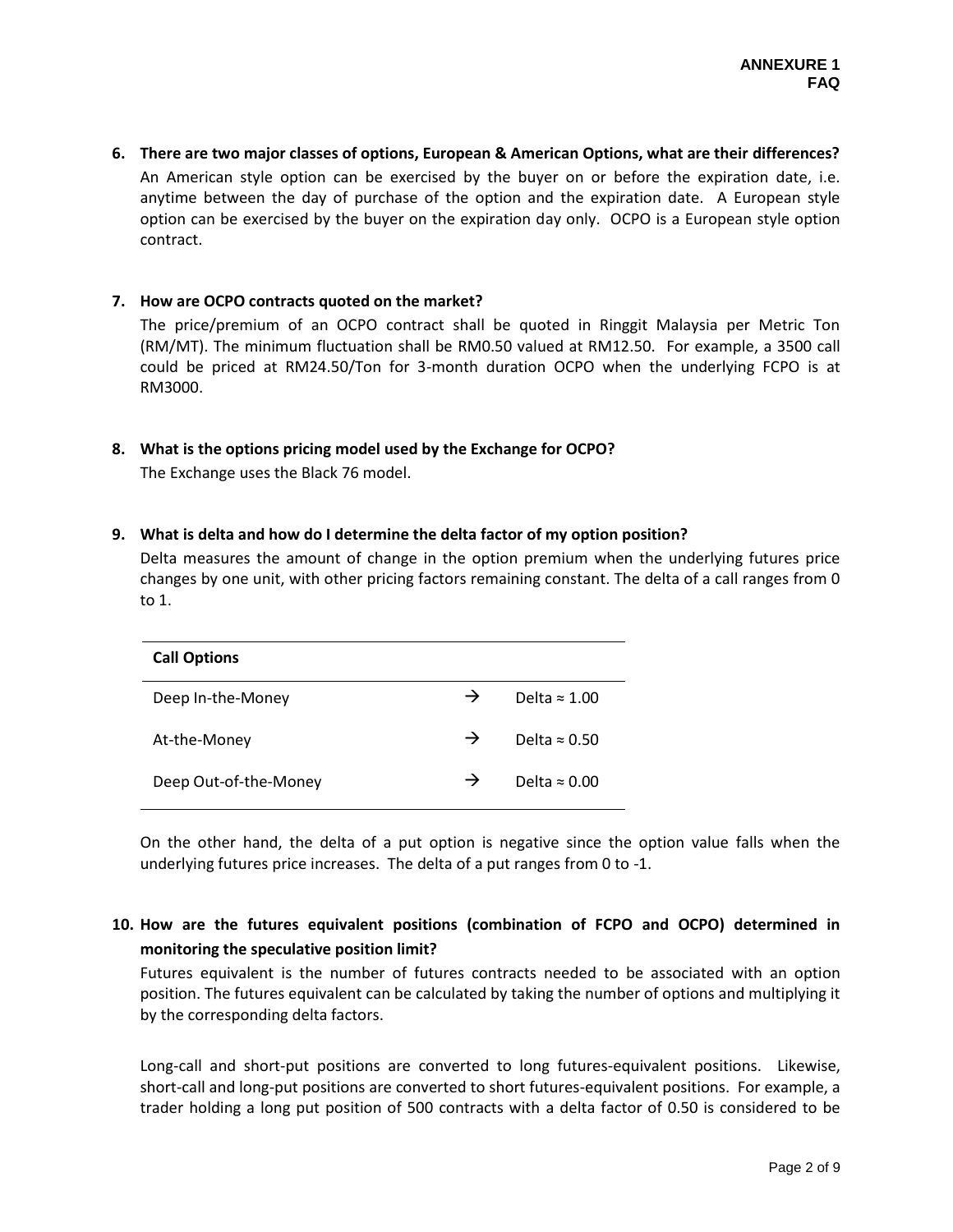**ANNEXURE 1**
**FAQ**

6. **There are two major classes of options, European & American Options, what are their differences?**

   An American style option can be exercised by the buyer on or before the expiration date, i.e. anytime between the day of purchase of the option and the expiration date. A European style option can be exercised by the buyer on the expiration day only. OCPO is a European style option contract.

7. **How are OCPO contracts quoted on the market?**

   The price/premium of an OCPO contract shall be quoted in Ringgit Malaysia per Metric Ton (RM/MT). The minimum fluctuation shall be RM0.50 valued at RM12.50. For example, a 3500 call could be priced at RM24.50/Ton for 3-month duration OCPO when the underlying FCPO is at RM3000.

8. **What is the options pricing model used by the Exchange for OCPO?**

   The Exchange uses the Black 76 model.

9. **What is delta and how do I determine the delta factor of my option position?**

   Delta measures the amount of change in the option premium when the underlying futures price changes by one unit, with other pricing factors remaining constant. The delta of a call ranges from 0 to 1.

   | **Call Options** | | |
   |---|---|---|
   | Deep In-the-Money | → | Delta ≈ 1.00 |
   | At-the-Money | → | Delta ≈ 0.50 |
   | Deep Out-of-the-Money | → | Delta ≈ 0.00 |

   On the other hand, the delta of a put option is negative since the option value falls when the underlying futures price increases. The delta of a put ranges from 0 to -1.

10. **How are the futures equivalent positions (combination of FCPO and OCPO) determined in monitoring the speculative position limit?**

    Futures equivalent is the number of futures contracts needed to be associated with an option position. The futures equivalent can be calculated by taking the number of options and multiplying it by the corresponding delta factors.

    Long-call and short-put positions are converted to long futures-equivalent positions. Likewise, short-call and long-put positions are converted to short futures-equivalent positions. For example, a trader holding a long put position of 500 contracts with a delta factor of 0.50 is considered to be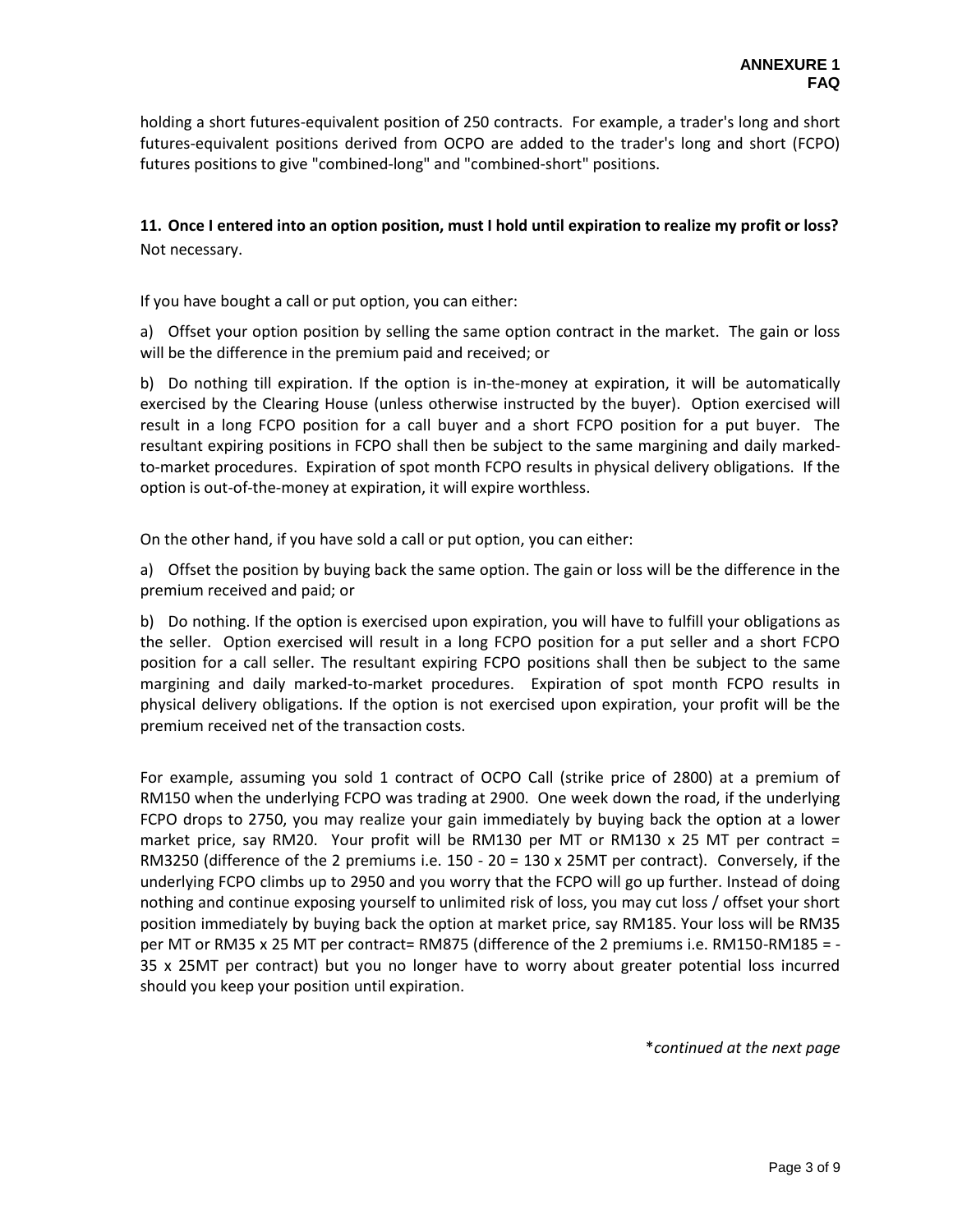holding a short futures-equivalent position of 250 contracts. For example, a trader's long and short futures-equivalent positions derived from OCPO are added to the trader's long and short (FCPO) futures positions to give "combined-long" and "combined-short" positions.

**11. Once I entered into an option position, must I hold until expiration to realize my profit or loss?**
Not necessary.

If you have bought a call or put option, you can either:

a) Offset your option position by selling the same option contract in the market. The gain or loss will be the difference in the premium paid and received; or

b) Do nothing till expiration. If the option is in-the-money at expiration, it will be automatically exercised by the Clearing House (unless otherwise instructed by the buyer). Option exercised will result in a long FCPO position for a call buyer and a short FCPO position for a put buyer. The resultant expiring positions in FCPO shall then be subject to the same margining and daily marked-to-market procedures. Expiration of spot month FCPO results in physical delivery obligations. If the option is out-of-the-money at expiration, it will expire worthless.

On the other hand, if you have sold a call or put option, you can either:

a) Offset the position by buying back the same option. The gain or loss will be the difference in the premium received and paid; or

b) Do nothing. If the option is exercised upon expiration, you will have to fulfill your obligations as the seller. Option exercised will result in a long FCPO position for a put seller and a short FCPO position for a call seller. The resultant expiring FCPO positions shall then be subject to the same margining and daily marked-to-market procedures. Expiration of spot month FCPO results in physical delivery obligations. If the option is not exercised upon expiration, your profit will be the premium received net of the transaction costs.

For example, assuming you sold 1 contract of OCPO Call (strike price of 2800) at a premium of RM150 when the underlying FCPO was trading at 2900. One week down the road, if the underlying FCPO drops to 2750, you may realize your gain immediately by buying back the option at a lower market price, say RM20. Your profit will be RM130 per MT or RM130 x 25 MT per contract = RM3250 (difference of the 2 premiums i.e. 150 - 20 = 130 x 25MT per contract). Conversely, if the underlying FCPO climbs up to 2950 and you worry that the FCPO will go up further. Instead of doing nothing and continue exposing yourself to unlimited risk of loss, you may cut loss / offset your short position immediately by buying back the option at market price, say RM185. Your loss will be RM35 per MT or RM35 x 25 MT per contract= RM875 (difference of the 2 premiums i.e. RM150-RM185 = -35 x 25MT per contract) but you no longer have to worry about greater potential loss incurred should you keep your position until expiration.

**continued at the next page*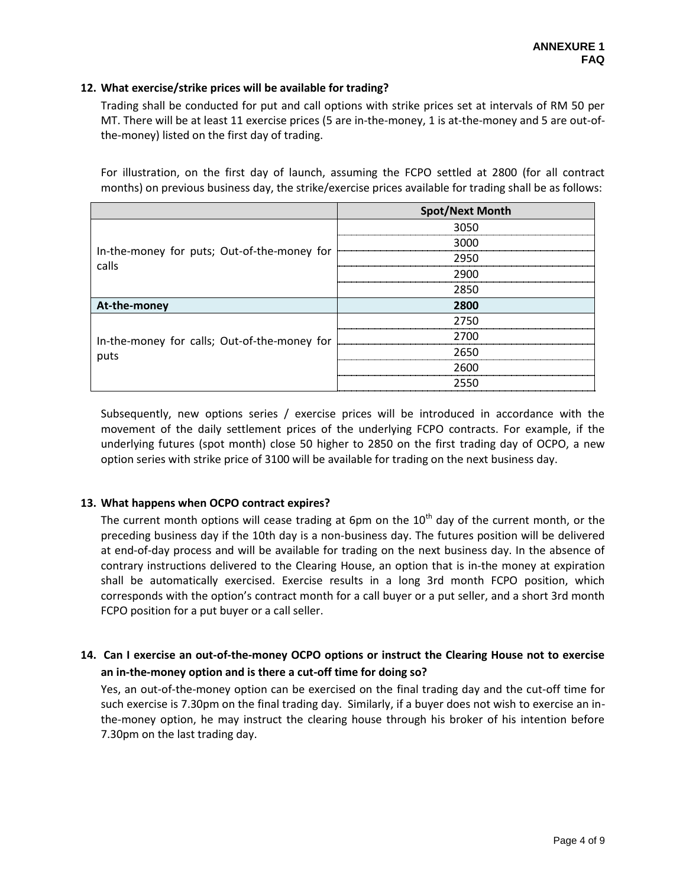**ANNEXURE 1**
**FAQ**

### 12. What exercise/strike prices will be available for trading?

Trading shall be conducted for put and call options with strike prices set at intervals of RM 50 per MT. There will be at least 11 exercise prices (5 are in-the-money, 1 is at-the-money and 5 are out-of-the-money) listed on the first day of trading.

For illustration, on the first day of launch, assuming the FCPO settled at 2800 (for all contract months) on previous business day, the strike/exercise prices available for trading shall be as follows:

| | Spot/Next Month |
|---|---|
| In-the-money for puts; Out-of-the-money for calls | 3050 |
| | 3000 |
| | 2950 |
| | 2900 |
| | 2850 |
| **At-the-money** | **2800** |
| In-the-money for calls; Out-of-the-money for puts | 2750 |
| | 2700 |
| | 2650 |
| | 2600 |
| | 2550 |

Subsequently, new options series / exercise prices will be introduced in accordance with the movement of the daily settlement prices of the underlying FCPO contracts. For example, if the underlying futures (spot month) close 50 higher to 2850 on the first trading day of OCPO, a new option series with strike price of 3100 will be available for trading on the next business day.

### 13. What happens when OCPO contract expires?

The current month options will cease trading at 6pm on the 10th day of the current month, or the preceding business day if the 10th day is a non-business day. The futures position will be delivered at end-of-day process and will be available for trading on the next business day. In the absence of contrary instructions delivered to the Clearing House, an option that is in-the money at expiration shall be automatically exercised. Exercise results in a long 3rd month FCPO position, which corresponds with the option's contract month for a call buyer or a put seller, and a short 3rd month FCPO position for a put buyer or a call seller.

### 14. Can I exercise an out-of-the-money OCPO options or instruct the Clearing House not to exercise an in-the-money option and is there a cut-off time for doing so?

Yes, an out-of-the-money option can be exercised on the final trading day and the cut-off time for such exercise is 7.30pm on the final trading day. Similarly, if a buyer does not wish to exercise an in-the-money option, he may instruct the clearing house through his broker of his intention before 7.30pm on the last trading day.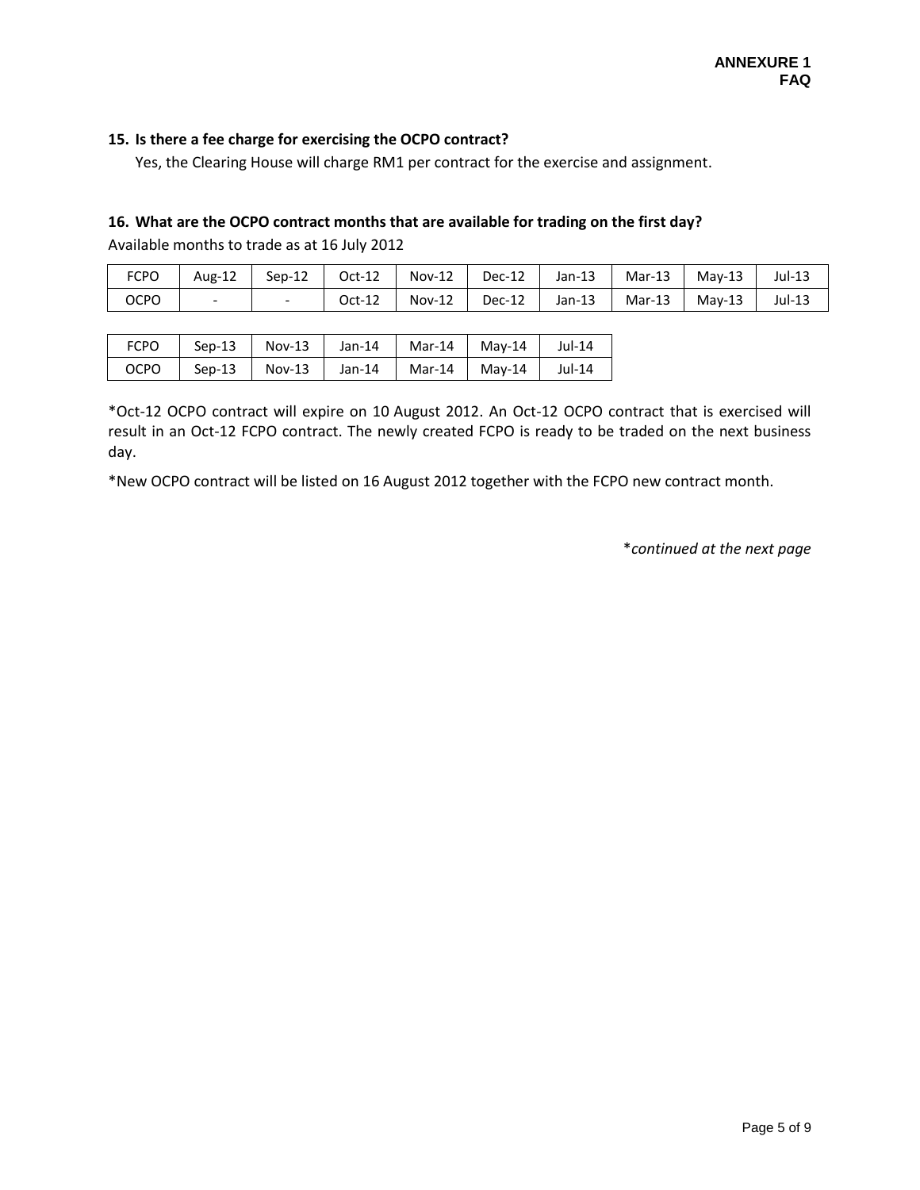**ANNEXURE 1**
**FAQ**

**15. Is there a fee charge for exercising the OCPO contract?**

Yes, the Clearing House will charge RM1 per contract for the exercise and assignment.

**16. What are the OCPO contract months that are available for trading on the first day?**

Available months to trade as at 16 July 2012

| FCPO | Aug-12 | Sep-12 | Oct-12 | Nov-12 | Dec-12 | Jan-13 | Mar-13 | May-13 | Jul-13 |
|---|---|---|---|---|---|---|---|---|---|
| OCPO | - | - | Oct-12 | Nov-12 | Dec-12 | Jan-13 | Mar-13 | May-13 | Jul-13 |

| FCPO | Sep-13 | Nov-13 | Jan-14 | Mar-14 | May-14 | Jul-14 |
|---|---|---|---|---|---|---|
| OCPO | Sep-13 | Nov-13 | Jan-14 | Mar-14 | May-14 | Jul-14 |

*Oct-12 OCPO contract will expire on 10 August 2012. An Oct-12 OCPO contract that is exercised will result in an Oct-12 FCPO contract. The newly created FCPO is ready to be traded on the next business day.

*New OCPO contract will be listed on 16 August 2012 together with the FCPO new contract month.

**continued at the next page*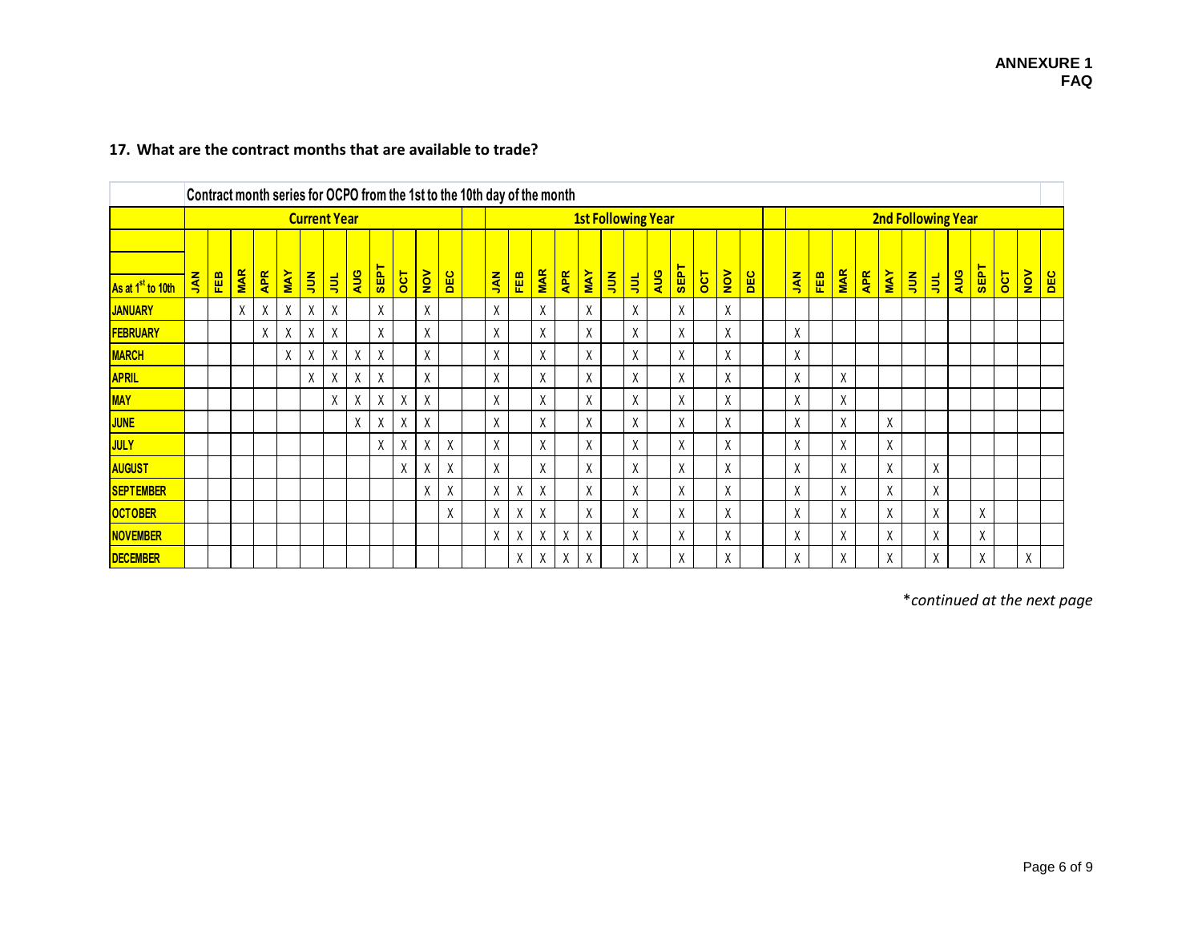### 17. What are the contract months that are available to trade?

| Contract month series for OCPO from the 1st to the 10th day of the month | | | | | | | | | | | | | | | | | | | | | | | | | | | | | | | | | | | | |
|---|---|---|---|---|---|---|---|---|---|---|---|---|---|---|---|---|---|---|---|---|---|---|---|---|---|---|---|---|---|---|---|---|---|---|---|---|
| | Current Year | | | | | | | | | | | | 1st Following Year | | | | | | | | | | | | 2nd Following Year | | | | | | | | | | | |
| As at 1st to 10th | JAN | FEB | MAR | APR | MAY | JUN | JUL | AUG | SEPT | OCT | NOV | DEC | JAN | FEB | MAR | APR | MAY | JUN | JUL | AUG | SEPT | OCT | NOV | DEC | JAN | FEB | MAR | APR | MAY | JUN | JUL | AUG | SEPT | OCT | NOV | DEC |
| JANUARY | | | X | X | X | X | X | | X | | X | | X | | X | | X | | X | | X | | X | | | | | | | | | | | | | |
| FEBRUARY | | | | X | X | X | X | | X | | X | | X | | X | | X | | X | | X | | X | | X | | | | | | | | | | | |
| MARCH | | | | | X | X | X | X | X | | X | | X | | X | | X | | X | | X | | X | | X | | | | | | | | | | | |
| APRIL | | | | | | X | X | X | X | | X | | X | | X | | X | | X | | X | | X | | X | | X | | | | | | | | | |
| MAY | | | | | | | X | X | X | X | X | | X | | X | | X | | X | | X | | X | | X | | X | | | | | | | | | |
| JUNE | | | | | | | | X | X | X | X | | X | | X | | X | | X | | X | | X | | X | | X | | X | | | | | | | |
| JULY | | | | | | | | | X | X | X | X | X | | X | | X | | X | | X | | X | | X | | X | | X | | | | | | | |
| AUGUST | | | | | | | | | | X | X | X | X | | X | | X | | X | | X | | X | | X | | X | | X | | X | | | | | |
| SEPTEMBER | | | | | | | | | | | X | X | X | X | X | | X | | X | | X | | X | | X | | X | | X | | X | | | | | |
| OCTOBER | | | | | | | | | | | | X | X | X | X | | X | | X | | X | | X | | X | | X | | X | | X | | X | | | |
| NOVEMBER | | | | | | | | | | | | | X | X | X | X | X | | X | | X | | X | | X | | X | | X | | X | | X | | | |
| DECEMBER | | | | | | | | | | | | | | X | X | X | X | | X | | X | | X | | X | | X | | X | | X | | X | | X | |

*\*continued at the next page*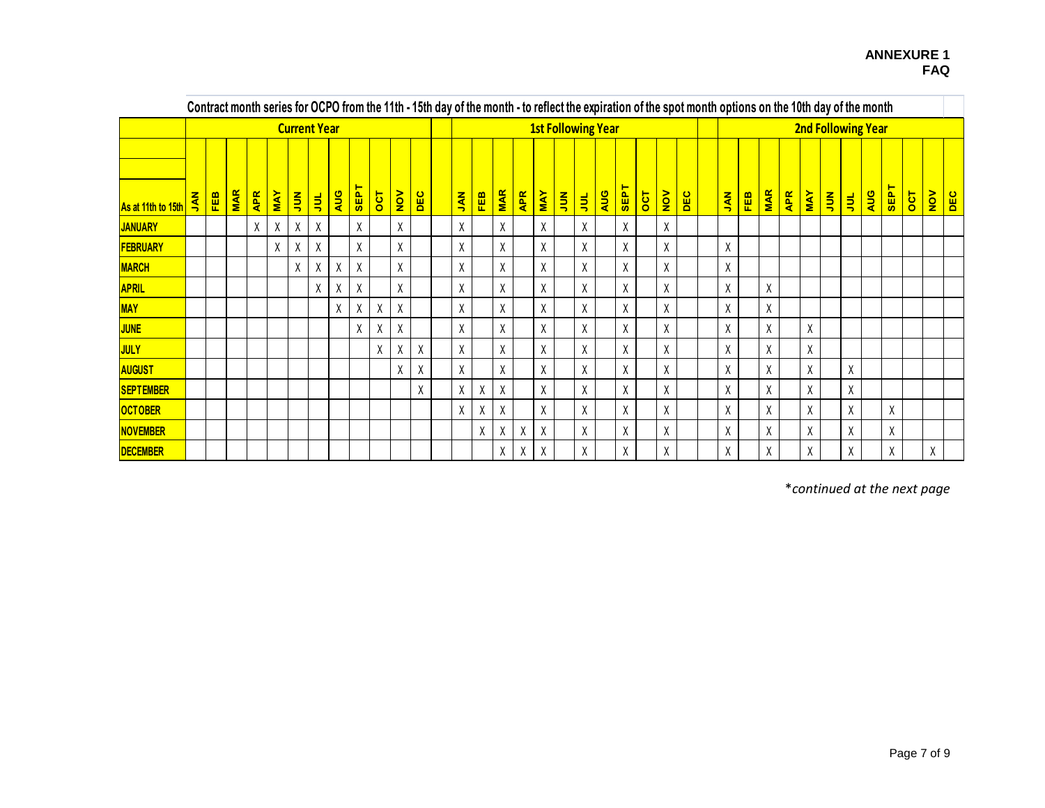**ANNEXURE 1**
**FAQ**

**Contract month series for OCPO from the 11th - 15th day of the month - to reflect the expiration of the spot month options on the 10th day of the month**

| | Current Year | | | | | | | | | | | | 1st Following Year | | | | | | | | | | | | 2nd Following Year | | | | | | | | | | | |
|---|---|---|---|---|---|---|---|---|---|---|---|---|---|---|---|---|---|---|---|---|---|---|---|---|---|---|---|---|---|---|---|---|---|---|---|---|
| As at 11th to 15th | JAN | FEB | MAR | APR | MAY | JUN | JUL | AUG | SEPT | OCT | NOV | DEC | JAN | FEB | MAR | APR | MAY | JUN | JUL | AUG | SEPT | OCT | NOV | DEC | JAN | FEB | MAR | APR | MAY | JUN | JUL | AUG | SEPT | OCT | NOV | DEC |
| JANUARY | | | | X | X | X | X | | X | | X | | X | | X | | X | | X | | X | | X | | | | | | | | | | | | | |
| FEBRUARY | | | | | X | X | X | | X | | X | | X | | X | | X | | X | | X | | X | | X | | | | | | | | | | | |
| MARCH | | | | | | X | X | X | X | | X | | X | | X | | X | | X | | X | | X | | X | | | | | | | | | | | |
| APRIL | | | | | | | X | X | X | | X | | X | | X | | X | | X | | X | | X | | X | | X | | | | | | | | | |
| MAY | | | | | | | | X | X | X | X | | X | | X | | X | | X | | X | | X | | X | | X | | | | | | | | | |
| JUNE | | | | | | | | | X | X | X | | X | | X | | X | | X | | X | | X | | X | | X | | X | | | | | | | |
| JULY | | | | | | | | | | X | X | X | X | | X | | X | | X | | X | | X | | X | | X | | X | | | | | | | |
| AUGUST | | | | | | | | | | | X | X | X | | X | | X | | X | | X | | X | | X | | X | | X | | X | | | | | |
| SEPTEMBER | | | | | | | | | | | | X | X | X | X | | X | | X | | X | | X | | X | | X | | X | | X | | | | | |
| OCTOBER | | | | | | | | | | | | | X | X | X | | X | | X | | X | | X | | X | | X | | X | | X | | X | | | |
| NOVEMBER | | | | | | | | | | | | | | X | X | X | X | | X | | X | | X | | X | | X | | X | | X | | X | | | |
| DECEMBER | | | | | | | | | | | | | | | X | X | X | | X | | X | | X | | X | | X | | X | | X | | X | | X | |

*\*continued at the next page*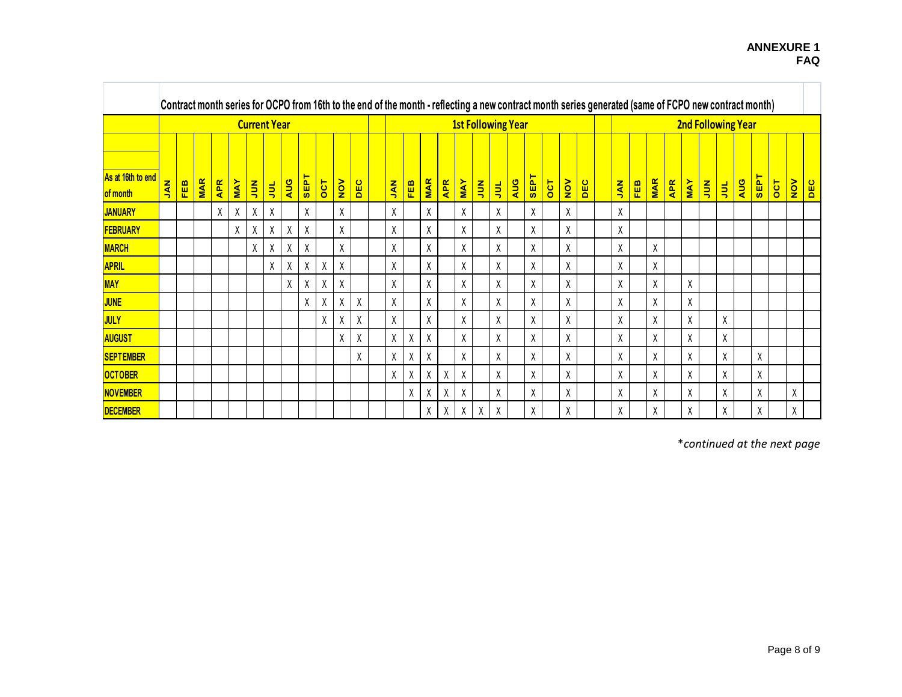**ANNEXURE 1**
**FAQ**

**Contract month series for OCPO from 16th to the end of the month - reflecting a new contract month series generated (same of FCPO new contract month)**

| As at 16th to end of month | Current Year | | | | | | | | | | | | 1st Following Year | | | | | | | | | | | | 2nd Following Year | | | | | | | | | | | |
|---|---|---|---|---|---|---|---|---|---|---|---|---|---|---|---|---|---|---|---|---|---|---|---|---|---|---|---|---|---|---|---|---|---|---|---|---|
| | JAN | FEB | MAR | APR | MAY | JUN | JUL | AUG | SEPT | OCT | NOV | DEC | JAN | FEB | MAR | APR | MAY | JUN | JUL | AUG | SEPT | OCT | NOV | DEC | JAN | FEB | MAR | APR | MAY | JUN | JUL | AUG | SEPT | OCT | NOV | DEC |
| JANUARY | | | | X | X | X | X | | X | | X | | X | | X | | X | | X | | X | | X | | X | | | | | | | | | | | |
| FEBRUARY | | | | | X | X | X | X | X | | X | | X | | X | | X | | X | | X | | X | | X | | | | | | | | | | | |
| MARCH | | | | | | X | X | X | X | | X | | X | | X | | X | | X | | X | | X | | X | | X | | | | | | | | | |
| APRIL | | | | | | | X | X | X | X | X | | X | | X | | X | | X | | X | | X | | X | | X | | | | | | | | | |
| MAY | | | | | | | | X | X | X | X | | X | | X | | X | | X | | X | | X | | X | | X | | X | | | | | | | |
| JUNE | | | | | | | | | X | X | X | X | X | | X | | X | | X | | X | | X | | X | | X | | X | | | | | | | |
| JULY | | | | | | | | | | X | X | X | X | | X | | X | | X | | X | | X | | X | | X | | X | | X | | | | | |
| AUGUST | | | | | | | | | | | X | X | X | X | X | | X | | X | | X | | X | | X | | X | | X | | X | | | | | |
| SEPTEMBER | | | | | | | | | | | | X | X | X | X | | X | | X | | X | | X | | X | | X | | X | | X | | X | | | |
| OCTOBER | | | | | | | | | | | | | X | X | X | X | X | | X | | X | | X | | X | | X | | X | | X | | X | | | |
| NOVEMBER | | | | | | | | | | | | | | X | X | X | X | | X | | X | | X | | X | | X | | X | | X | | X | | X | |
| DECEMBER | | | | | | | | | | | | | | | X | X | X | X | X | | X | | X | | X | | X | | X | | X | | X | | X | |

\**continued at the next page*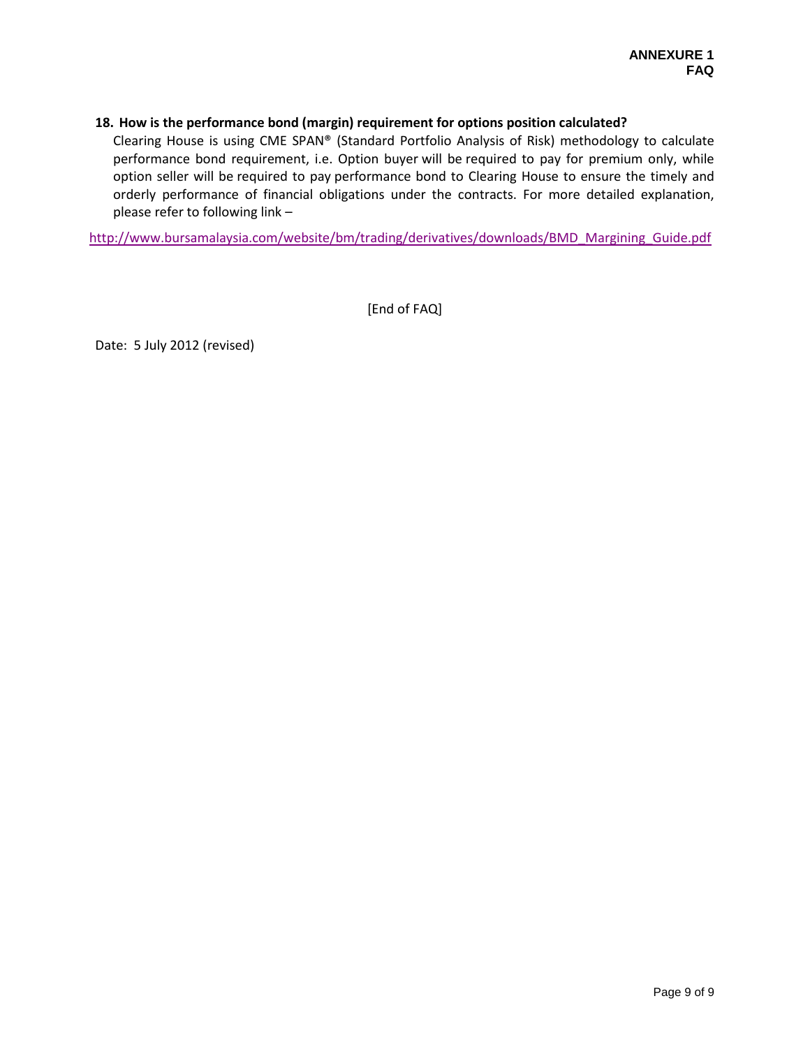**18. How is the performance bond (margin) requirement for options position calculated?**

Clearing House is using CME SPAN® (Standard Portfolio Analysis of Risk) methodology to calculate performance bond requirement, i.e. Option buyer will be required to pay for premium only, while option seller will be required to pay performance bond to Clearing House to ensure the timely and orderly performance of financial obligations under the contracts. For more detailed explanation, please refer to following link –

http://www.bursamalaysia.com/website/bm/trading/derivatives/downloads/BMD_Margining_Guide.pdf

[End of FAQ]

Date: 5 July 2012 (revised)